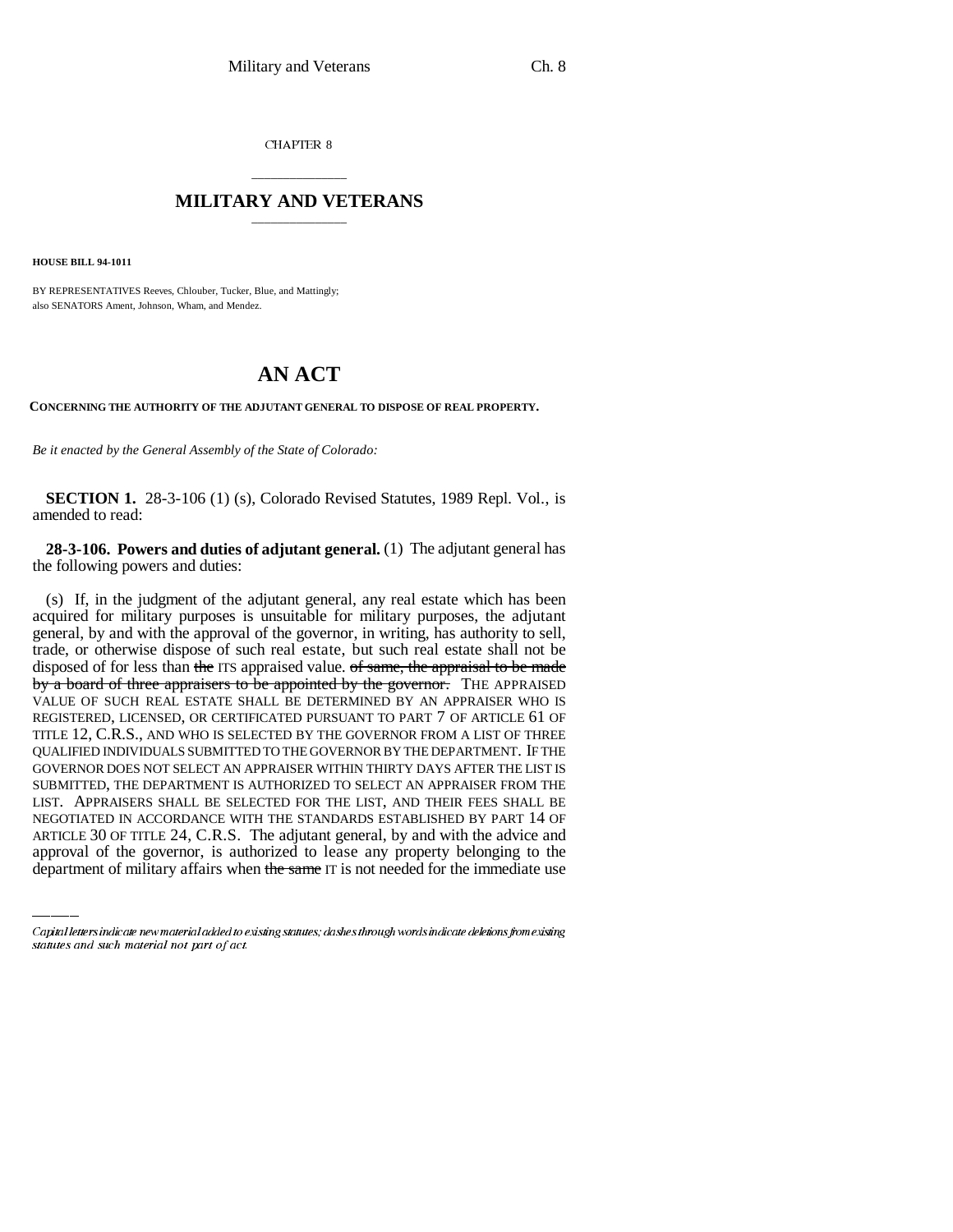CHAPTER 8

# MILITARY AND VETERANS

**HOUSE BILL 94-1011**

BY REPRESENTATIVES Reeves, Chlouber, Tucker, Blue, and Mattingly;
also SENATORS Ament, Johnson, Wham, and Mendez.

# AN ACT

**CONCERNING THE AUTHORITY OF THE ADJUTANT GENERAL TO DISPOSE OF REAL PROPERTY.**

*Be it enacted by the General Assembly of the State of Colorado:*

**SECTION 1.** 28-3-106 (1) (s), Colorado Revised Statutes, 1989 Repl. Vol., is amended to read:

**28-3-106. Powers and duties of adjutant general.** (1) The adjutant general has the following powers and duties:

(s) If, in the judgment of the adjutant general, any real estate which has been acquired for military purposes is unsuitable for military purposes, the adjutant general, by and with the approval of the governor, in writing, has authority to sell, trade, or otherwise dispose of such real estate, but such real estate shall not be disposed of for less than ~~the~~ ITS appraised value. ~~of same, the appraisal to be made by a board of three appraisers to be appointed by the governor.~~ THE APPRAISED VALUE OF SUCH REAL ESTATE SHALL BE DETERMINED BY AN APPRAISER WHO IS REGISTERED, LICENSED, OR CERTIFICATED PURSUANT TO PART 7 OF ARTICLE 61 OF TITLE 12, C.R.S., AND WHO IS SELECTED BY THE GOVERNOR FROM A LIST OF THREE QUALIFIED INDIVIDUALS SUBMITTED TO THE GOVERNOR BY THE DEPARTMENT. IF THE GOVERNOR DOES NOT SELECT AN APPRAISER WITHIN THIRTY DAYS AFTER THE LIST IS SUBMITTED, THE DEPARTMENT IS AUTHORIZED TO SELECT AN APPRAISER FROM THE LIST. APPRAISERS SHALL BE SELECTED FOR THE LIST, AND THEIR FEES SHALL BE NEGOTIATED IN ACCORDANCE WITH THE STANDARDS ESTABLISHED BY PART 14 OF ARTICLE 30 OF TITLE 24, C.R.S. The adjutant general, by and with the advice and approval of the governor, is authorized to lease any property belonging to the department of military affairs when ~~the same~~ IT is not needed for the immediate use

*Capital letters indicate new material added to existing statutes; dashes through words indicate deletions from existing statutes and such material not part of act.*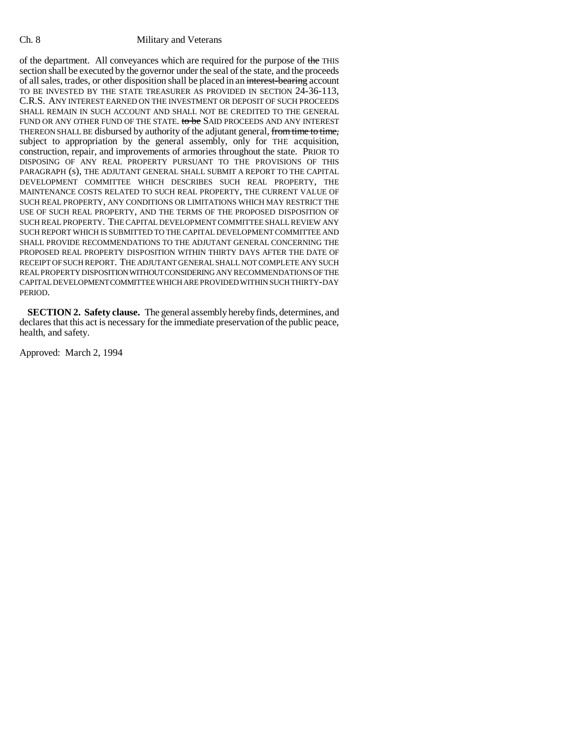of the department. All conveyances which are required for the purpose of ~~the~~ THIS section shall be executed by the governor under the seal of the state, and the proceeds of all sales, trades, or other disposition shall be placed in an ~~interest-bearing~~ account TO BE INVESTED BY THE STATE TREASURER AS PROVIDED IN SECTION 24-36-113, C.R.S. ANY INTEREST EARNED ON THE INVESTMENT OR DEPOSIT OF SUCH PROCEEDS SHALL REMAIN IN SUCH ACCOUNT AND SHALL NOT BE CREDITED TO THE GENERAL FUND OR ANY OTHER FUND OF THE STATE. ~~to be~~ SAID PROCEEDS AND ANY INTEREST THEREON SHALL BE disbursed by authority of the adjutant general, ~~from time to time,~~ subject to appropriation by the general assembly, only for THE acquisition, construction, repair, and improvements of armories throughout the state. PRIOR TO DISPOSING OF ANY REAL PROPERTY PURSUANT TO THE PROVISIONS OF THIS PARAGRAPH (s), THE ADJUTANT GENERAL SHALL SUBMIT A REPORT TO THE CAPITAL DEVELOPMENT COMMITTEE WHICH DESCRIBES SUCH REAL PROPERTY, THE MAINTENANCE COSTS RELATED TO SUCH REAL PROPERTY, THE CURRENT VALUE OF SUCH REAL PROPERTY, ANY CONDITIONS OR LIMITATIONS WHICH MAY RESTRICT THE USE OF SUCH REAL PROPERTY, AND THE TERMS OF THE PROPOSED DISPOSITION OF SUCH REAL PROPERTY. THE CAPITAL DEVELOPMENT COMMITTEE SHALL REVIEW ANY SUCH REPORT WHICH IS SUBMITTED TO THE CAPITAL DEVELOPMENT COMMITTEE AND SHALL PROVIDE RECOMMENDATIONS TO THE ADJUTANT GENERAL CONCERNING THE PROPOSED REAL PROPERTY DISPOSITION WITHIN THIRTY DAYS AFTER THE DATE OF RECEIPT OF SUCH REPORT. THE ADJUTANT GENERAL SHALL NOT COMPLETE ANY SUCH REAL PROPERTY DISPOSITION WITHOUT CONSIDERING ANY RECOMMENDATIONS OF THE CAPITAL DEVELOPMENT COMMITTEE WHICH ARE PROVIDED WITHIN SUCH THIRTY-DAY PERIOD.

**SECTION 2. Safety clause.** The general assembly hereby finds, determines, and declares that this act is necessary for the immediate preservation of the public peace, health, and safety.

Approved: March 2, 1994